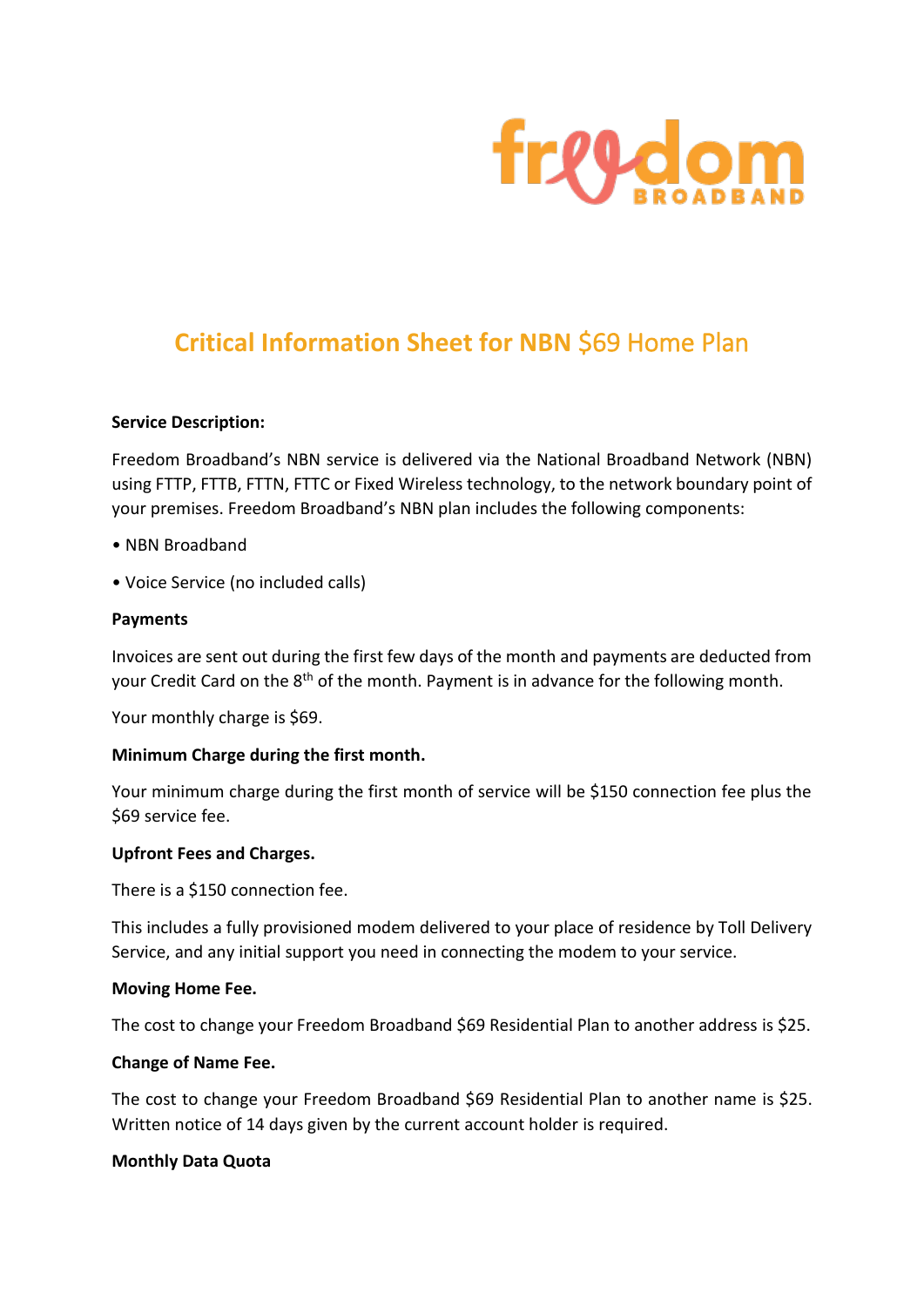freedom BROADBAND

# Critical Information Sheet for NBN $69 Home Plan

**Service Description:**

Freedom Broadband's NBN service is delivered via the National Broadband Network (NBN) using FTTP, FTTB, FTTN, FTTC or Fixed Wireless technology, to the network boundary point of your premises. Freedom Broadband's NBN plan includes the following components:

- NBN Broadband
- Voice Service (no included calls)

**Payments**

Invoices are sent out during the first few days of the month and payments are deducted from your Credit Card on the 8th of the month. Payment is in advance for the following month.

Your monthly charge is $69.

**Minimum Charge during the first month.**

Your minimum charge during the first month of service will be $150 connection fee plus the $69 service fee.

**Upfront Fees and Charges.**

There is a $150 connection fee.

This includes a fully provisioned modem delivered to your place of residence by Toll Delivery Service, and any initial support you need in connecting the modem to your service.

**Moving Home Fee.**

The cost to change your Freedom Broadband $69 Residential Plan to another address is $25.

**Change of Name Fee.**

The cost to change your Freedom Broadband $69 Residential Plan to another name is $25. Written notice of 14 days given by the current account holder is required.

**Monthly Data Quota**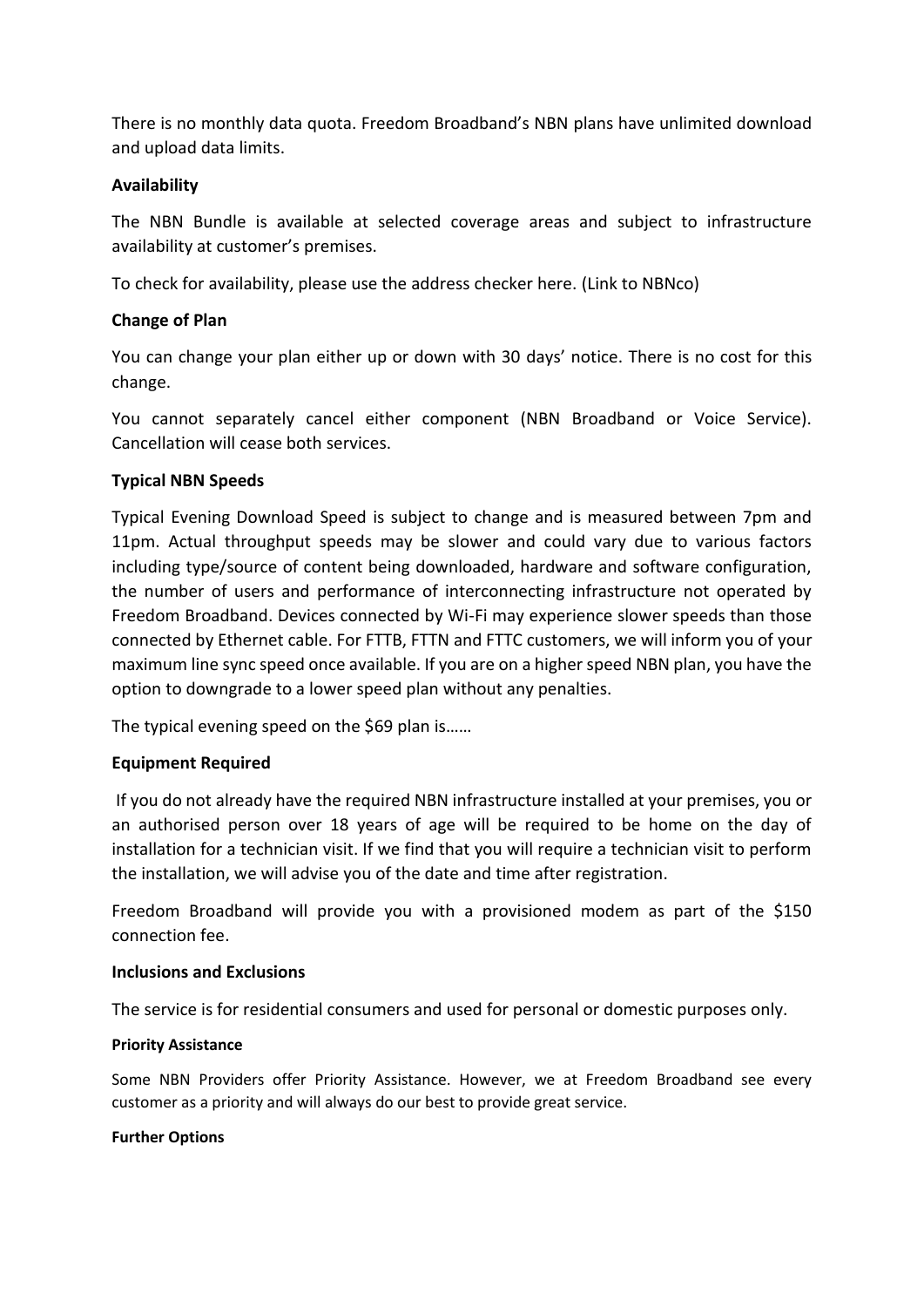There is no monthly data quota. Freedom Broadband's NBN plans have unlimited download and upload data limits.

**Availability**

The NBN Bundle is available at selected coverage areas and subject to infrastructure availability at customer's premises.

To check for availability, please use the address checker here. (Link to NBNco)

**Change of Plan**

You can change your plan either up or down with 30 days' notice. There is no cost for this change.

You cannot separately cancel either component (NBN Broadband or Voice Service). Cancellation will cease both services.

**Typical NBN Speeds**

Typical Evening Download Speed is subject to change and is measured between 7pm and 11pm. Actual throughput speeds may be slower and could vary due to various factors including type/source of content being downloaded, hardware and software configuration, the number of users and performance of interconnecting infrastructure not operated by Freedom Broadband. Devices connected by Wi-Fi may experience slower speeds than those connected by Ethernet cable. For FTTB, FTTN and FTTC customers, we will inform you of your maximum line sync speed once available. If you are on a higher speed NBN plan, you have the option to downgrade to a lower speed plan without any penalties.

The typical evening speed on the $69 plan is……

**Equipment Required**

If you do not already have the required NBN infrastructure installed at your premises, you or an authorised person over 18 years of age will be required to be home on the day of installation for a technician visit. If we find that you will require a technician visit to perform the installation, we will advise you of the date and time after registration.

Freedom Broadband will provide you with a provisioned modem as part of the $150 connection fee.

**Inclusions and Exclusions**

The service is for residential consumers and used for personal or domestic purposes only.

**Priority Assistance**

Some NBN Providers offer Priority Assistance. However, we at Freedom Broadband see every customer as a priority and will always do our best to provide great service.

**Further Options**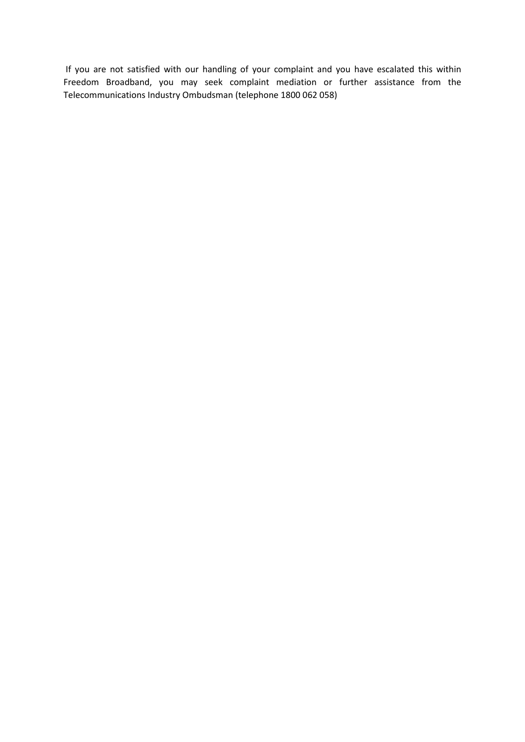If you are not satisfied with our handling of your complaint and you have escalated this within Freedom Broadband, you may seek complaint mediation or further assistance from the Telecommunications Industry Ombudsman (telephone 1800 062 058)